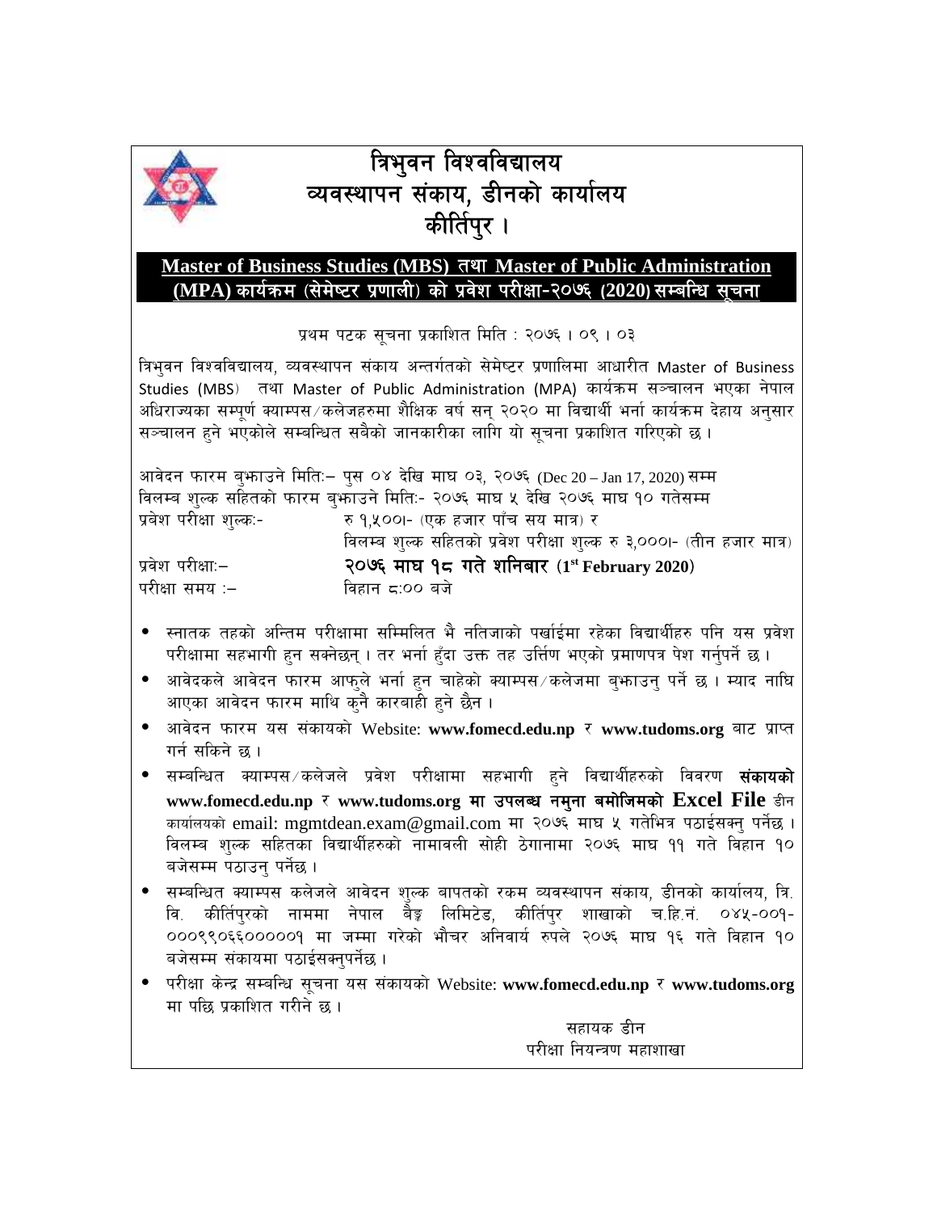# त्रिभुवन विश्वविद्यालय
## व्यवस्थापन संकाय, डीनको कार्यालय
## कीर्तिपुर ।

**Master of Business Studies (MBS) तथा Master of Public Administration (MPA) कार्यक्रम (सेमेष्टर प्रणाली) को प्रवेश परीक्षा-२०७६ (2020) सम्बन्धि सूचना**

प्रथम पटक सूचना प्रकाशित मिति : २०७६ । ०९ । ०३

त्रिभुवन विश्वविद्यालय, व्यवस्थापन संकाय अन्तर्गतको सेमेष्टर प्रणालिमा आधारीत Master of Business Studies (MBS) तथा Master of Public Administration (MPA) कार्यक्रम सञ्चालन भएका नेपाल अधिराज्यका सम्पूर्ण क्याम्पस/कलेजहरुमा शैक्षिक वर्ष सन् २०२० मा विद्यार्थी भर्ना कार्यक्रम देहाय अनुसार सञ्चालन हुने भएकोले सम्बन्धित सबैको जानकारीका लागि यो सूचना प्रकाशित गरिएको छ ।

आवेदन फारम बुझाउने मिति:– पुस ०४ देखि माघ ०३, २०७६ (Dec 20 – Jan 17, 2020) सम्म
विलम्ब शुल्क सहितको फारम बुझाउने मिति:- २०७६ माघ ५ देखि २०७६ माघ १० गतेसम्म
प्रवेश परीक्षा शुल्क:- रु १,५००।- (एक हजार पाँच सय मात्र) र
विलम्ब शुल्क सहितको प्रवेश परीक्षा शुल्क रु ३,०००।- (तीन हजार मात्र)
प्रवेश परीक्षा:– **२०७६ माघ १८ गते शनिबार (1st February 2020)**
परीक्षा समय :– विहान ८:०० बजे

- स्नातक तहको अन्तिम परीक्षामा सम्मिलित भै नतिजाको पर्खाईमा रहेका विद्यार्थीहरु पनि यस प्रवेश परीक्षामा सहभागी हुन सक्नेछन् । तर भर्ना हुँदा उक्त तह उर्त्तिण भएको प्रमाणपत्र पेश गर्नुपर्ने छ ।
- आवेदकले आवेदन फारम आफुले भर्ना हुन चाहेको क्याम्पस/कलेजमा बुझाउनु पर्ने छ । म्याद नाघि आएका आवेदन फारम माथि कुनै कारबाही हुने छैन ।
- आवेदन फारम यस संकायको Website: **www.fomecd.edu.np** र **www.tudoms.org** बाट प्राप्त गर्न सकिने छ ।
- सम्बन्धित क्याम्पस/कलेजले प्रवेश परीक्षामा सहभागी हुने विद्यार्थीहरुको विवरण **संकायको www.fomecd.edu.np र www.tudoms.org मा उपलब्ध नमुना बमोजिमको Excel File** डीन कार्यालयको email: mgmtdean.exam@gmail.com मा २०७६ माघ ५ गतेभित्र पठाईसक्नु पर्नेछ । विलम्ब शुल्क सहितका विद्यार्थीहरुको नामावली सोही ठेगानामा २०७६ माघ ११ गते विहान १० बजेसम्म पठाउनु पर्नेछ ।
- सम्बन्धित क्याम्पस कलेजले आवेदन शुल्क बापतको रकम व्यवस्थापन संकाय, डीनको कार्यालय, त्रि. वि. कीर्तिपुरको नाममा नेपाल बैङ्क लिमिटेड, कीर्तिपुर शाखाको च.हि.नं. ०४५-००१-०००९९०६६००००१ मा जम्मा गरेको भौचर अनिवार्य रुपले २०७६ माघ १६ गते विहान १० बजेसम्म संकायमा पठाईसक्नुपर्नेछ ।
- परीक्षा केन्द्र सम्बन्धि सूचना यस संकायको Website: **www.fomecd.edu.np** र **www.tudoms.org** मा पछि प्रकाशित गरीने छ ।

सहायक डीन
परीक्षा नियन्त्रण महाशाखा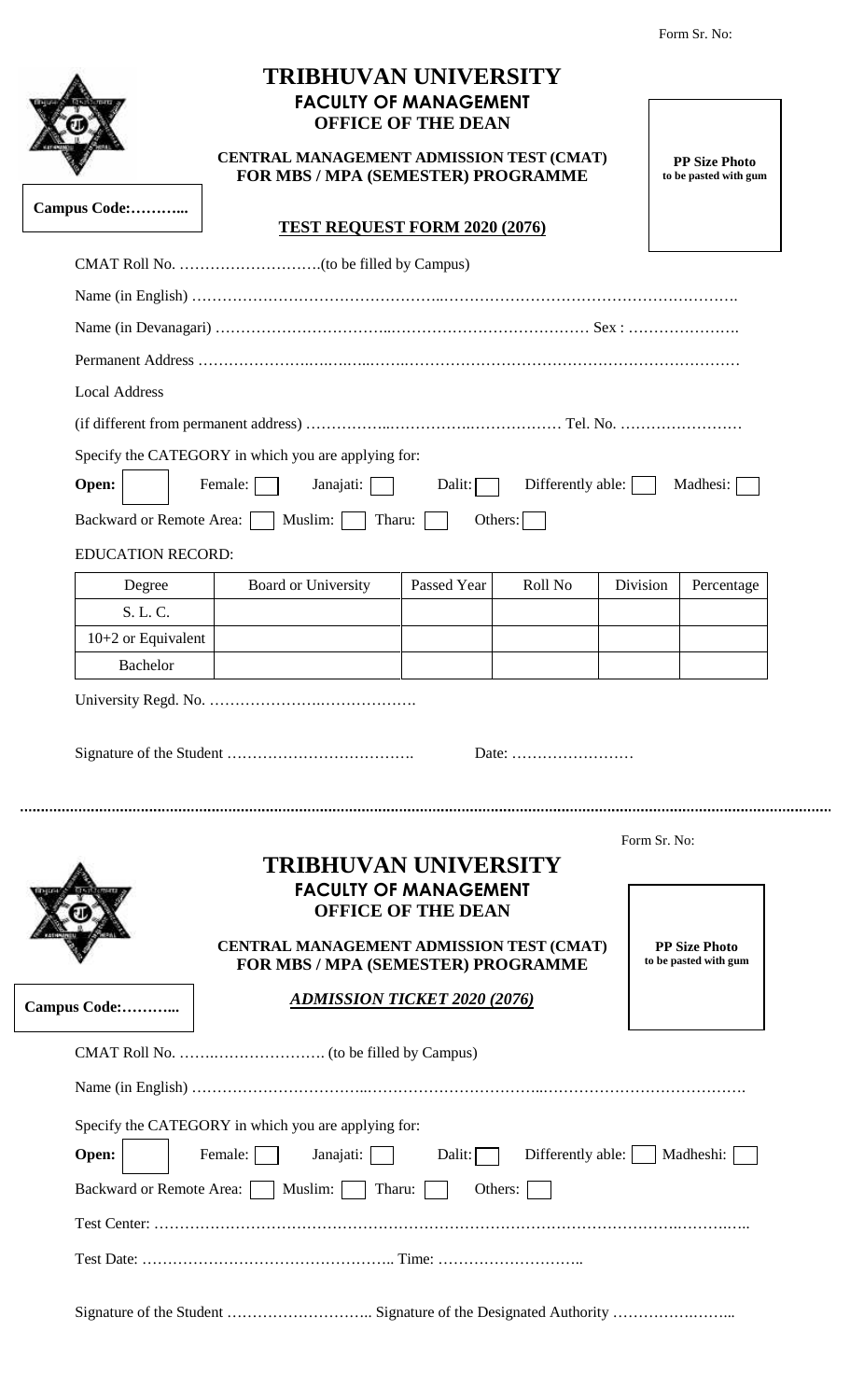Form Sr. No:

# TRIBHUVAN UNIVERSITY

## FACULTY OF MANAGEMENT

### OFFICE OF THE DEAN

**CENTRAL MANAGEMENT ADMISSION TEST (CMAT)**
**FOR MBS / MPA (SEMESTER) PROGRAMME**

**PP Size Photo to be pasted with gum**

**Campus Code:………...**

**TEST REQUEST FORM 2020 (2076)**

CMAT Roll No. ……………………….(to be filled by Campus)

Name (in English) …………………………………………………………………………………………….

Name (in Devanagari) …………………………………………………………………… Sex : ………………….

Permanent Address …………………………………………………………………………………………

Local Address

(if different from permanent address) ……………………………………………… Tel. No. ……………………

Specify the CATEGORY in which you are applying for:

**Open:** ☐ Female: ☐ Janajati: ☐ Dalit: ☐ Differently able: ☐ Madhesi: ☐

Backward or Remote Area: ☐ Muslim: ☐ Tharu: ☐ Others: ☐

EDUCATION RECORD:

| Degree | Board or University | Passed Year | Roll No | Division | Percentage |
|---|---|---|---|---|---|
| S. L. C. | | | | | |
| 10+2 or Equivalent | | | | | |
| Bachelor | | | | | |

University Regd. No. ……………………………………….

Signature of the Student ………………………………. Date: ……………………

---

Form Sr. No:

# TRIBHUVAN UNIVERSITY

## FACULTY OF MANAGEMENT

### OFFICE OF THE DEAN

**CENTRAL MANAGEMENT ADMISSION TEST (CMAT)**
**FOR MBS / MPA (SEMESTER) PROGRAMME**

**PP Size Photo to be pasted with gum**

**Campus Code:………...**

***ADMISSION TICKET 2020 (2076)***

CMAT Roll No. ……………………………. (to be filled by Campus)

Name (in English) ………………………………………………………………………………………….

Specify the CATEGORY in which you are applying for:

**Open:** ☐ Female: ☐ Janajati: ☐ Dalit: ☐ Differently able: ☐ Madheshi: ☐

Backward or Remote Area: ☐ Muslim: ☐ Tharu: ☐ Others: ☐

Test Center: ……………………………………………………………………………………………………..

Test Date: ………………………………………….. Time: ………………………..

Signature of the Student ……………………….. Signature of the Designated Authority …………………..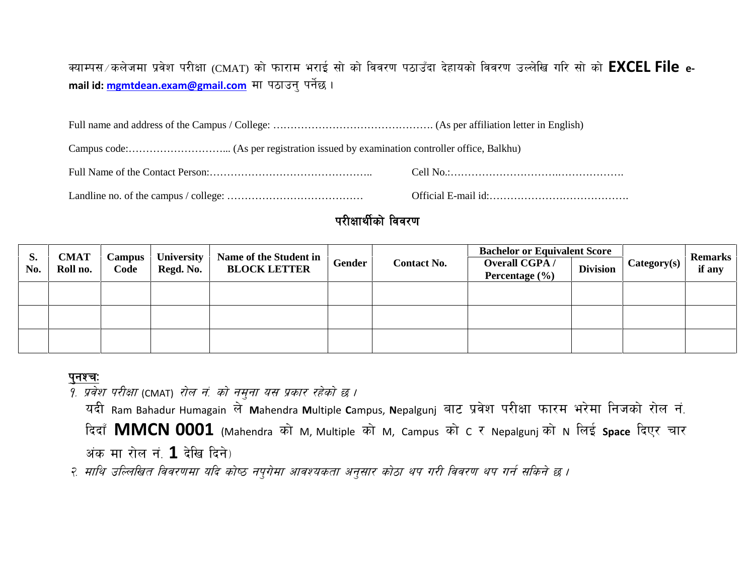क्याम्पस ⁄ कलेजमा प्रवेश परीक्षा (CMAT) को फाराम भराई सो को विवरण पठाउँदा देहायको विवरण उल्लेखि गरि सो को **EXCEL File e-mail id: mgmtdean.exam@gmail.com** मा पठाउनु पर्नेछ ।

Full name and address of the Campus / College: ………………………………………. (As per affiliation letter in English)

Campus code:………………………... (As per registration issued by examination controller office, Balkhu)

Full Name of the Contact Person:……………………………………….. Cell No.:…………………………..……………….

Landline no. of the campus / college: ………………………………… Official E-mail id:………………………………….

## परीक्षार्थीको विवरण

| S. No. | CMAT Roll no. | Campus Code | University Regd. No. | Name of the Student in BLOCK LETTER | Gender | Contact No. | Bachelor or Equivalent Score | | Category(s) | Remarks if any |
|---|---|---|---|---|---|---|---|---|---|---|
| | | | | | | | Overall CGPA / Percentage (%) | Division | | |
| | | | | | | | | | | |
| | | | | | | | | | | |
| | | | | | | | | | | |

**पुनश्चः**

१. *प्रवेश परीक्षा* (CMAT) *रोल नं. को नमुना यस प्रकार रहेको छ ।*

यदी Ram Bahadur Humagain ले **M**ahendra **M**ultiple **C**ampus, **N**epalgunj बाट प्रवेश परीक्षा फारम भरेमा निजको रोल नं. दिदाँ **MMCN 0001** (Mahendra को M, Multiple को M, Campus को C र Nepalgunj को N लिई **Space** दिएर चार अंक मा रोल नं. **1** देखि दिने)

२. *माथि उल्लिखित विवरणमा यदि कोष्ठ नपुगेमा आवश्यकता अनुसार कोठा थप गरी विवरण थप गर्न सकिने छ ।*